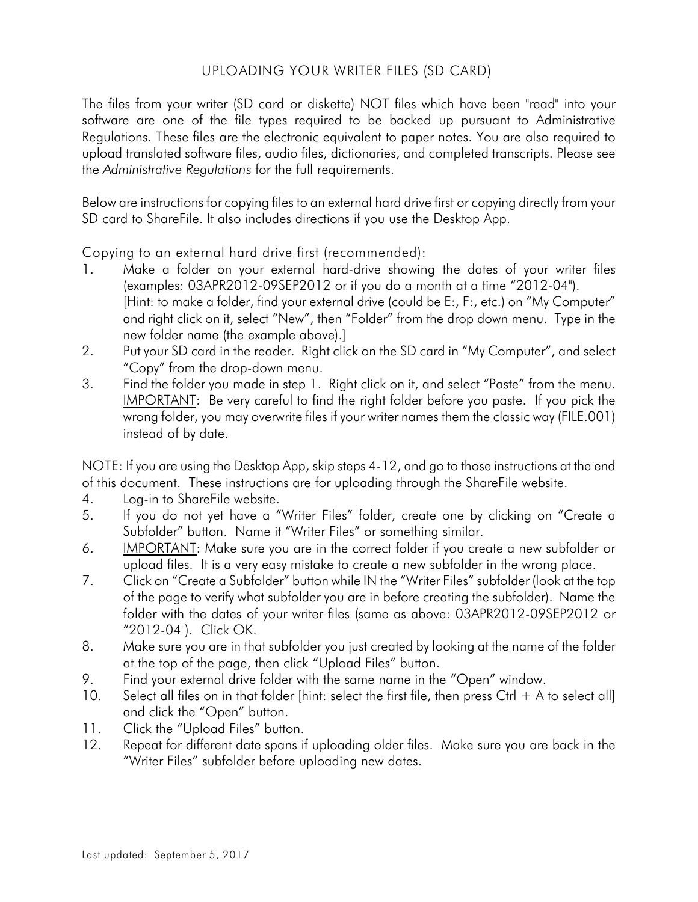# UPLOADING YOUR WRITER FILES (SD CARD)

The files from your writer (SD card or diskette) NOT files which have been "read" into your software are one of the file types required to be backed up pursuant to Administrative Regulations. These files are the electronic equivalent to paper notes. You are also required to upload translated software files, audio files, dictionaries, and completed transcripts. Please see the *Administrative Regulations* for the full requirements.

Below are instructions for copying files to an external hard drive first or copying directly from your SD card to ShareFile. It also includes directions if you use the Desktop App.

Copying to an external hard drive first (recommended):

1. Make a folder on your external hard-drive showing the dates of your writer files (examples: 03APR2012-09SEP2012 or if you do a month at a time "2012-04"). [Hint: to make a folder, find your external drive (could be E:, F:, etc.) on "My Computer" and right click on it, select "New", then "Folder" from the drop down menu. Type in the new folder name (the example above).]
2. Put your SD card in the reader. Right click on the SD card in "My Computer", and select "Copy" from the drop-down menu.
3. Find the folder you made in step 1. Right click on it, and select "Paste" from the menu. <u>IMPORTANT</u>: Be very careful to find the right folder before you paste. If you pick the wrong folder, you may overwrite files if your writer names them the classic way (FILE.001) instead of by date.

NOTE: If you are using the Desktop App, skip steps 4-12, and go to those instructions at the end of this document. These instructions are for uploading through the ShareFile website.

4. Log-in to ShareFile website.
5. If you do not yet have a "Writer Files" folder, create one by clicking on "Create a Subfolder" button. Name it "Writer Files" or something similar.
6. <u>IMPORTANT</u>: Make sure you are in the correct folder if you create a new subfolder or upload files. It is a very easy mistake to create a new subfolder in the wrong place.
7. Click on "Create a Subfolder" button while IN the "Writer Files" subfolder (look at the top of the page to verify what subfolder you are in before creating the subfolder). Name the folder with the dates of your writer files (same as above: 03APR2012-09SEP2012 or "2012-04"). Click OK.
8. Make sure you are in that subfolder you just created by looking at the name of the folder at the top of the page, then click "Upload Files" button.
9. Find your external drive folder with the same name in the "Open" window.
10. Select all files on in that folder [hint: select the first file, then press Ctrl + A to select all] and click the "Open" button.
11. Click the "Upload Files" button.
12. Repeat for different date spans if uploading older files. Make sure you are back in the "Writer Files" subfolder before uploading new dates.

Last updated: September 5, 2017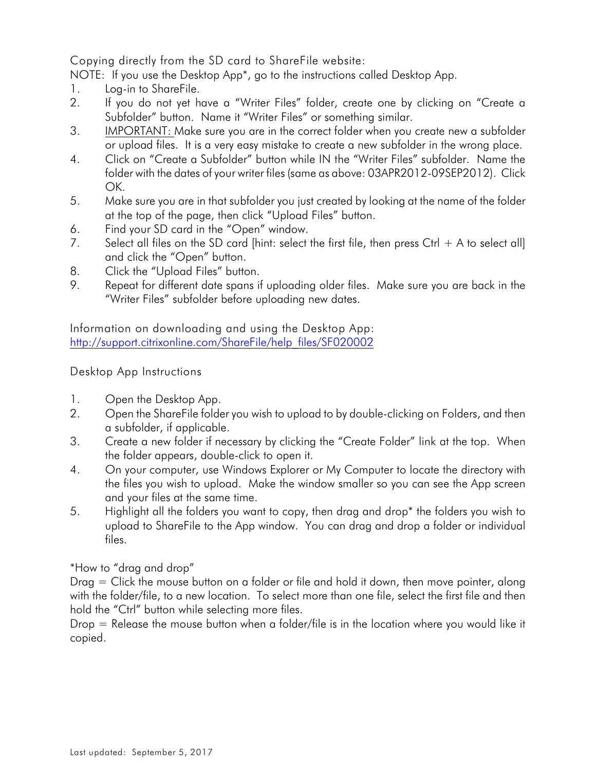Copying directly from the SD card to ShareFile website:

NOTE: If you use the Desktop App*, go to the instructions called Desktop App.

1. Log-in to ShareFile.
2. If you do not yet have a "Writer Files" folder, create one by clicking on "Create a Subfolder" button. Name it "Writer Files" or something similar.
3. <u>IMPORTANT:</u> Make sure you are in the correct folder when you create new a subfolder or upload files. It is a very easy mistake to create a new subfolder in the wrong place.
4. Click on "Create a Subfolder" button while IN the "Writer Files" subfolder. Name the folder with the dates of your writer files (same as above: 03APR2012-09SEP2012). Click OK.
5. Make sure you are in that subfolder you just created by looking at the name of the folder at the top of the page, then click "Upload Files" button.
6. Find your SD card in the "Open" window.
7. Select all files on the SD card [hint: select the first file, then press Ctrl + A to select all] and click the "Open" button.
8. Click the "Upload Files" button.
9. Repeat for different date spans if uploading older files. Make sure you are back in the "Writer Files" subfolder before uploading new dates.

Information on downloading and using the Desktop App:
[http://support.citrixonline.com/ShareFile/help_files/SF020002](http://support.citrixonline.com/ShareFile/help_files/SF020002)

Desktop App Instructions

1. Open the Desktop App.
2. Open the ShareFile folder you wish to upload to by double-clicking on Folders, and then a subfolder, if applicable.
3. Create a new folder if necessary by clicking the "Create Folder" link at the top. When the folder appears, double-click to open it.
4. On your computer, use Windows Explorer or My Computer to locate the directory with the files you wish to upload. Make the window smaller so you can see the App screen and your files at the same time.
5. Highlight all the folders you want to copy, then drag and drop* the folders you wish to upload to ShareFile to the App window. You can drag and drop a folder or individual files.

*How to "drag and drop"

Drag = Click the mouse button on a folder or file and hold it down, then move pointer, along with the folder/file, to a new location. To select more than one file, select the first file and then hold the "Ctrl" button while selecting more files.

Drop = Release the mouse button when a folder/file is in the location where you would like it copied.

Last updated: September 5, 2017